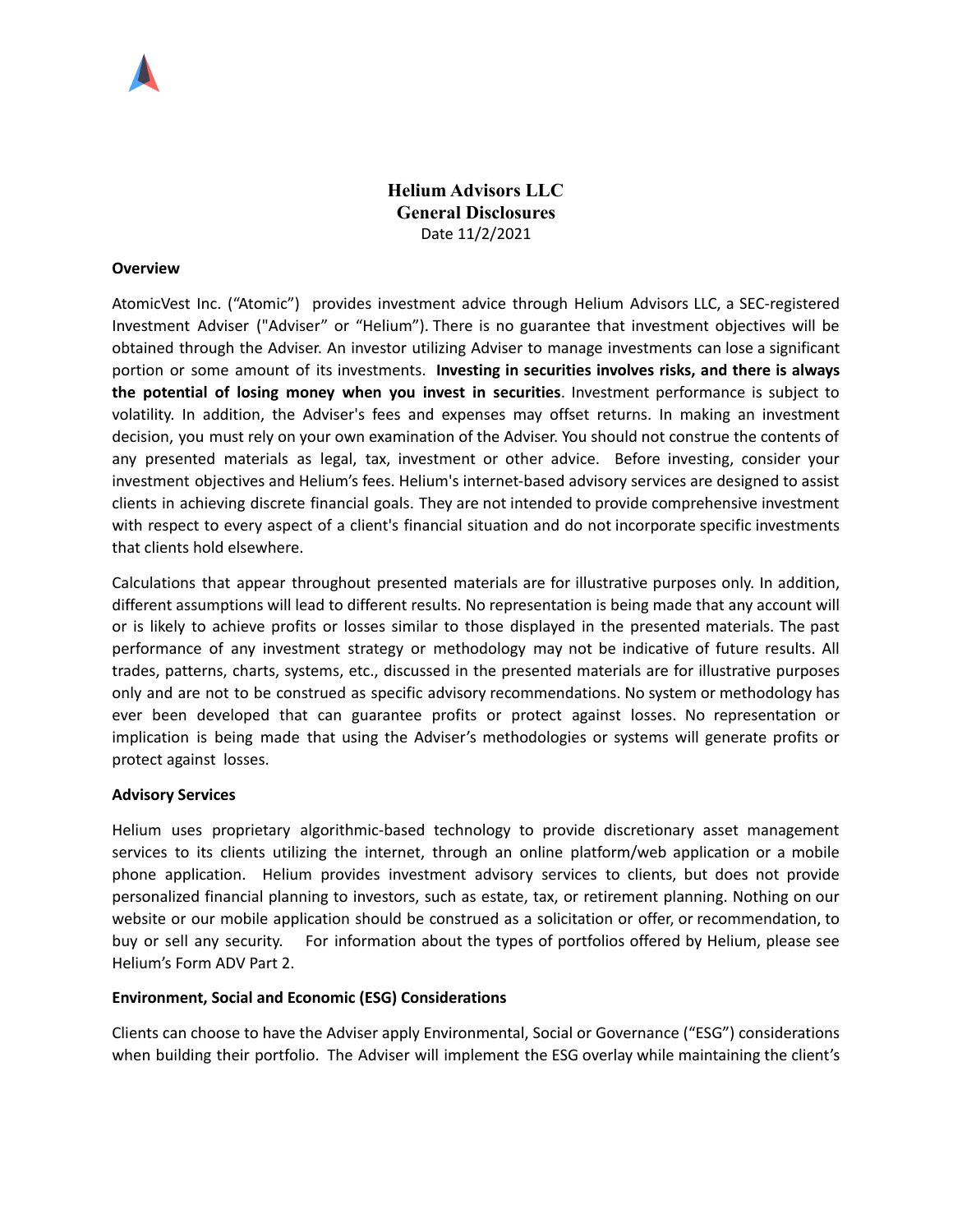# Helium Advisors LLC
# General Disclosures

Date 11/2/2021

**Overview**

AtomicVest Inc. ("Atomic") provides investment advice through Helium Advisors LLC, a SEC-registered Investment Adviser ("Adviser" or "Helium"). There is no guarantee that investment objectives will be obtained through the Adviser. An investor utilizing Adviser to manage investments can lose a significant portion or some amount of its investments. **Investing in securities involves risks, and there is always the potential of losing money when you invest in securities**. Investment performance is subject to volatility. In addition, the Adviser's fees and expenses may offset returns. In making an investment decision, you must rely on your own examination of the Adviser. You should not construe the contents of any presented materials as legal, tax, investment or other advice. Before investing, consider your investment objectives and Helium's fees. Helium's internet-based advisory services are designed to assist clients in achieving discrete financial goals. They are not intended to provide comprehensive investment with respect to every aspect of a client's financial situation and do not incorporate specific investments that clients hold elsewhere.

Calculations that appear throughout presented materials are for illustrative purposes only. In addition, different assumptions will lead to different results. No representation is being made that any account will or is likely to achieve profits or losses similar to those displayed in the presented materials. The past performance of any investment strategy or methodology may not be indicative of future results. All trades, patterns, charts, systems, etc., discussed in the presented materials are for illustrative purposes only and are not to be construed as specific advisory recommendations. No system or methodology has ever been developed that can guarantee profits or protect against losses. No representation or implication is being made that using the Adviser's methodologies or systems will generate profits or protect against losses.

**Advisory Services**

Helium uses proprietary algorithmic-based technology to provide discretionary asset management services to its clients utilizing the internet, through an online platform/web application or a mobile phone application. Helium provides investment advisory services to clients, but does not provide personalized financial planning to investors, such as estate, tax, or retirement planning. Nothing on our website or our mobile application should be construed as a solicitation or offer, or recommendation, to buy or sell any security. For information about the types of portfolios offered by Helium, please see Helium's Form ADV Part 2.

**Environment, Social and Economic (ESG) Considerations**

Clients can choose to have the Adviser apply Environmental, Social or Governance ("ESG") considerations when building their portfolio. The Adviser will implement the ESG overlay while maintaining the client's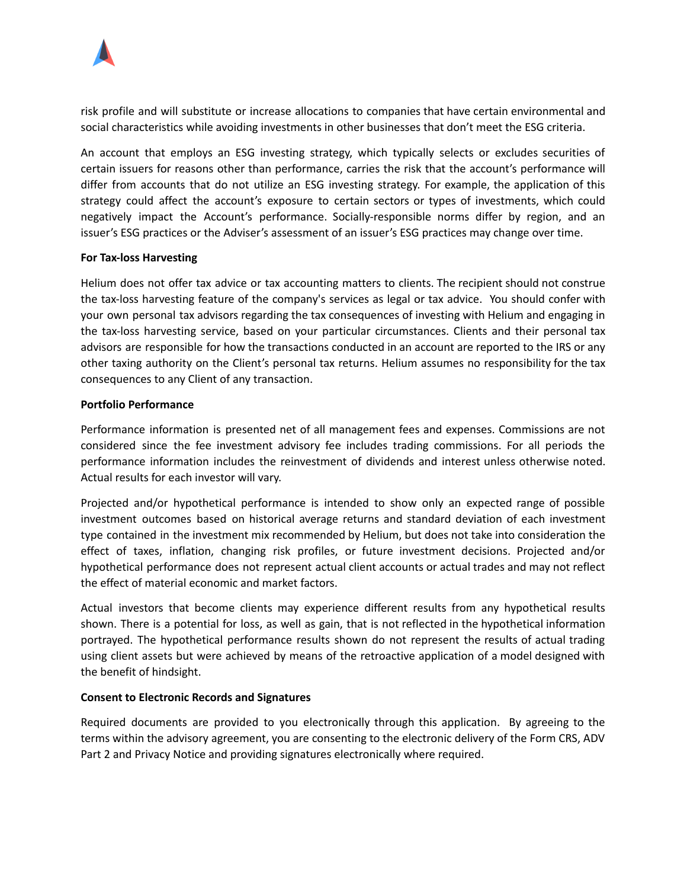risk profile and will substitute or increase allocations to companies that have certain environmental and social characteristics while avoiding investments in other businesses that don't meet the ESG criteria.

An account that employs an ESG investing strategy, which typically selects or excludes securities of certain issuers for reasons other than performance, carries the risk that the account's performance will differ from accounts that do not utilize an ESG investing strategy. For example, the application of this strategy could affect the account's exposure to certain sectors or types of investments, which could negatively impact the Account's performance. Socially-responsible norms differ by region, and an issuer's ESG practices or the Adviser's assessment of an issuer's ESG practices may change over time.

**For Tax-loss Harvesting**

Helium does not offer tax advice or tax accounting matters to clients. The recipient should not construe the tax-loss harvesting feature of the company's services as legal or tax advice. You should confer with your own personal tax advisors regarding the tax consequences of investing with Helium and engaging in the tax-loss harvesting service, based on your particular circumstances. Clients and their personal tax advisors are responsible for how the transactions conducted in an account are reported to the IRS or any other taxing authority on the Client's personal tax returns. Helium assumes no responsibility for the tax consequences to any Client of any transaction.

**Portfolio Performance**

Performance information is presented net of all management fees and expenses. Commissions are not considered since the fee investment advisory fee includes trading commissions. For all periods the performance information includes the reinvestment of dividends and interest unless otherwise noted. Actual results for each investor will vary.

Projected and/or hypothetical performance is intended to show only an expected range of possible investment outcomes based on historical average returns and standard deviation of each investment type contained in the investment mix recommended by Helium, but does not take into consideration the effect of taxes, inflation, changing risk profiles, or future investment decisions. Projected and/or hypothetical performance does not represent actual client accounts or actual trades and may not reflect the effect of material economic and market factors.

Actual investors that become clients may experience different results from any hypothetical results shown. There is a potential for loss, as well as gain, that is not reflected in the hypothetical information portrayed. The hypothetical performance results shown do not represent the results of actual trading using client assets but were achieved by means of the retroactive application of a model designed with the benefit of hindsight.

**Consent to Electronic Records and Signatures**

Required documents are provided to you electronically through this application. By agreeing to the terms within the advisory agreement, you are consenting to the electronic delivery of the Form CRS, ADV Part 2 and Privacy Notice and providing signatures electronically where required.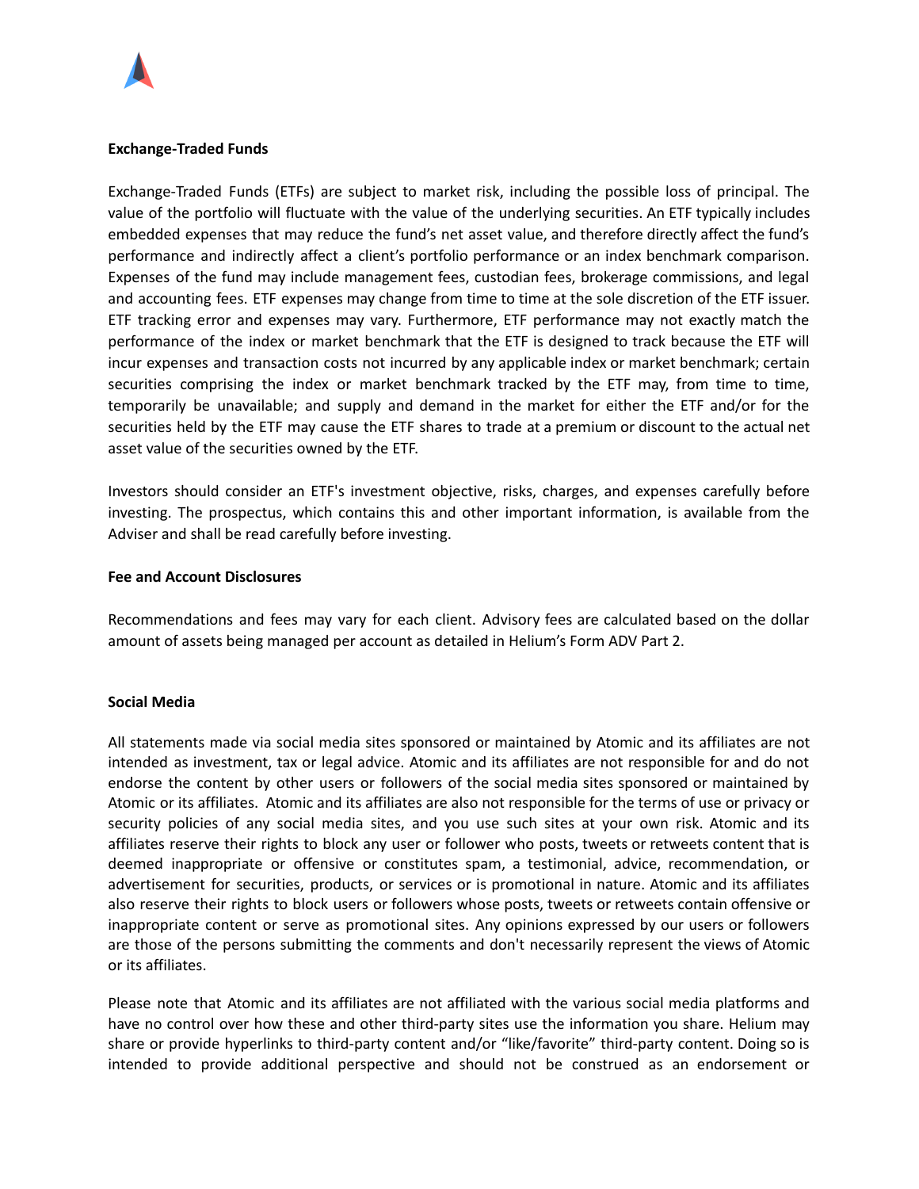**Exchange-Traded Funds**

Exchange-Traded Funds (ETFs) are subject to market risk, including the possible loss of principal. The value of the portfolio will fluctuate with the value of the underlying securities. An ETF typically includes embedded expenses that may reduce the fund's net asset value, and therefore directly affect the fund's performance and indirectly affect a client's portfolio performance or an index benchmark comparison. Expenses of the fund may include management fees, custodian fees, brokerage commissions, and legal and accounting fees. ETF expenses may change from time to time at the sole discretion of the ETF issuer. ETF tracking error and expenses may vary. Furthermore, ETF performance may not exactly match the performance of the index or market benchmark that the ETF is designed to track because the ETF will incur expenses and transaction costs not incurred by any applicable index or market benchmark; certain securities comprising the index or market benchmark tracked by the ETF may, from time to time, temporarily be unavailable; and supply and demand in the market for either the ETF and/or for the securities held by the ETF may cause the ETF shares to trade at a premium or discount to the actual net asset value of the securities owned by the ETF.

Investors should consider an ETF's investment objective, risks, charges, and expenses carefully before investing. The prospectus, which contains this and other important information, is available from the Adviser and shall be read carefully before investing.

**Fee and Account Disclosures**

Recommendations and fees may vary for each client. Advisory fees are calculated based on the dollar amount of assets being managed per account as detailed in Helium's Form ADV Part 2.

**Social Media**

All statements made via social media sites sponsored or maintained by Atomic and its affiliates are not intended as investment, tax or legal advice. Atomic and its affiliates are not responsible for and do not endorse the content by other users or followers of the social media sites sponsored or maintained by Atomic or its affiliates. Atomic and its affiliates are also not responsible for the terms of use or privacy or security policies of any social media sites, and you use such sites at your own risk. Atomic and its affiliates reserve their rights to block any user or follower who posts, tweets or retweets content that is deemed inappropriate or offensive or constitutes spam, a testimonial, advice, recommendation, or advertisement for securities, products, or services or is promotional in nature. Atomic and its affiliates also reserve their rights to block users or followers whose posts, tweets or retweets contain offensive or inappropriate content or serve as promotional sites. Any opinions expressed by our users or followers are those of the persons submitting the comments and don't necessarily represent the views of Atomic or its affiliates.

Please note that Atomic and its affiliates are not affiliated with the various social media platforms and have no control over how these and other third-party sites use the information you share. Helium may share or provide hyperlinks to third-party content and/or "like/favorite" third-party content. Doing so is intended to provide additional perspective and should not be construed as an endorsement or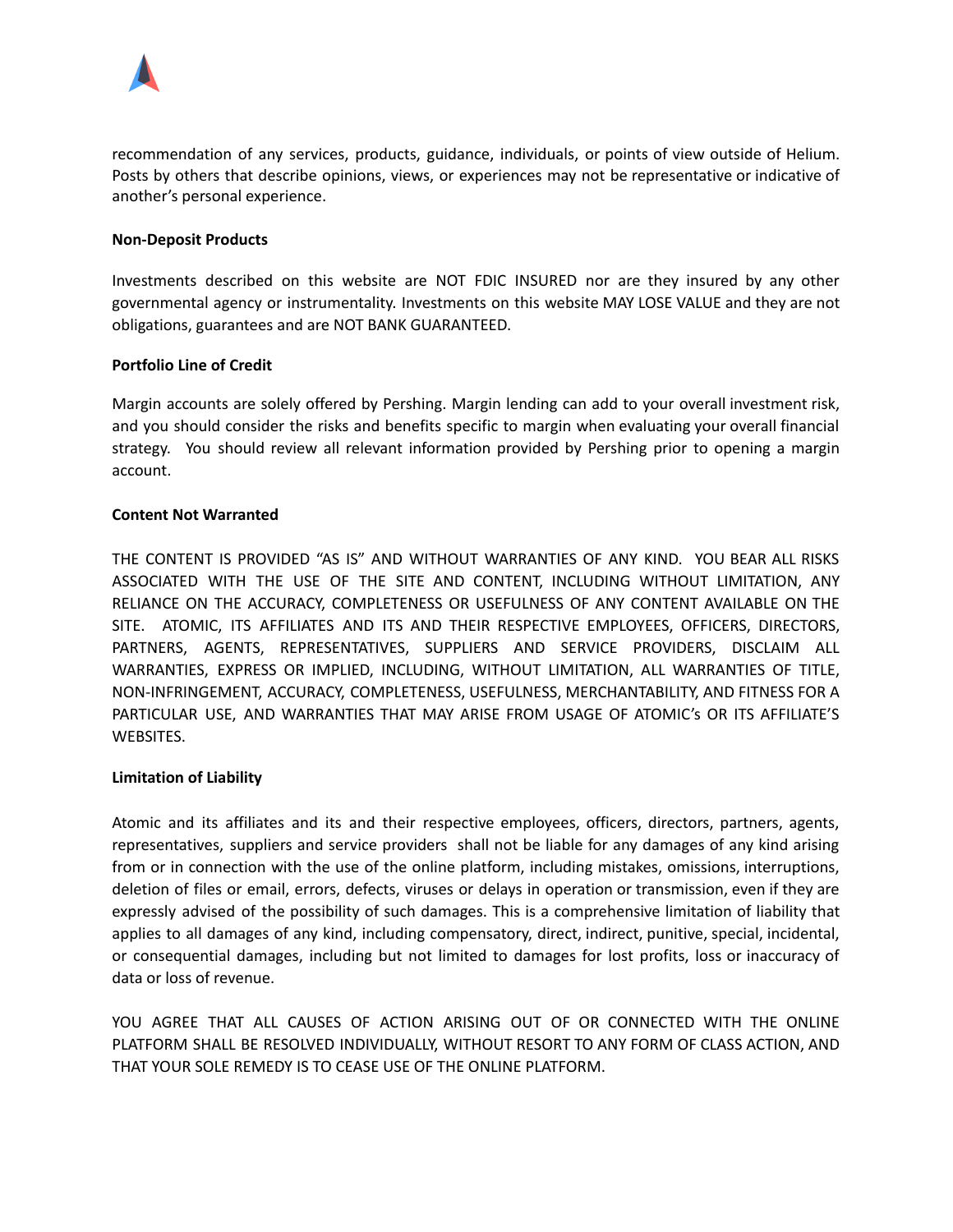recommendation of any services, products, guidance, individuals, or points of view outside of Helium. Posts by others that describe opinions, views, or experiences may not be representative or indicative of another's personal experience.

**Non-Deposit Products**

Investments described on this website are NOT FDIC INSURED nor are they insured by any other governmental agency or instrumentality. Investments on this website MAY LOSE VALUE and they are not obligations, guarantees and are NOT BANK GUARANTEED.

**Portfolio Line of Credit**

Margin accounts are solely offered by Pershing. Margin lending can add to your overall investment risk, and you should consider the risks and benefits specific to margin when evaluating your overall financial strategy. You should review all relevant information provided by Pershing prior to opening a margin account.

**Content Not Warranted**

THE CONTENT IS PROVIDED "AS IS" AND WITHOUT WARRANTIES OF ANY KIND. YOU BEAR ALL RISKS ASSOCIATED WITH THE USE OF THE SITE AND CONTENT, INCLUDING WITHOUT LIMITATION, ANY RELIANCE ON THE ACCURACY, COMPLETENESS OR USEFULNESS OF ANY CONTENT AVAILABLE ON THE SITE. ATOMIC, ITS AFFILIATES AND ITS AND THEIR RESPECTIVE EMPLOYEES, OFFICERS, DIRECTORS, PARTNERS, AGENTS, REPRESENTATIVES, SUPPLIERS AND SERVICE PROVIDERS, DISCLAIM ALL WARRANTIES, EXPRESS OR IMPLIED, INCLUDING, WITHOUT LIMITATION, ALL WARRANTIES OF TITLE, NON-INFRINGEMENT, ACCURACY, COMPLETENESS, USEFULNESS, MERCHANTABILITY, AND FITNESS FOR A PARTICULAR USE, AND WARRANTIES THAT MAY ARISE FROM USAGE OF ATOMIC's OR ITS AFFILIATE'S WEBSITES.

**Limitation of Liability**

Atomic and its affiliates and its and their respective employees, officers, directors, partners, agents, representatives, suppliers and service providers shall not be liable for any damages of any kind arising from or in connection with the use of the online platform, including mistakes, omissions, interruptions, deletion of files or email, errors, defects, viruses or delays in operation or transmission, even if they are expressly advised of the possibility of such damages. This is a comprehensive limitation of liability that applies to all damages of any kind, including compensatory, direct, indirect, punitive, special, incidental, or consequential damages, including but not limited to damages for lost profits, loss or inaccuracy of data or loss of revenue.

YOU AGREE THAT ALL CAUSES OF ACTION ARISING OUT OF OR CONNECTED WITH THE ONLINE PLATFORM SHALL BE RESOLVED INDIVIDUALLY, WITHOUT RESORT TO ANY FORM OF CLASS ACTION, AND THAT YOUR SOLE REMEDY IS TO CEASE USE OF THE ONLINE PLATFORM.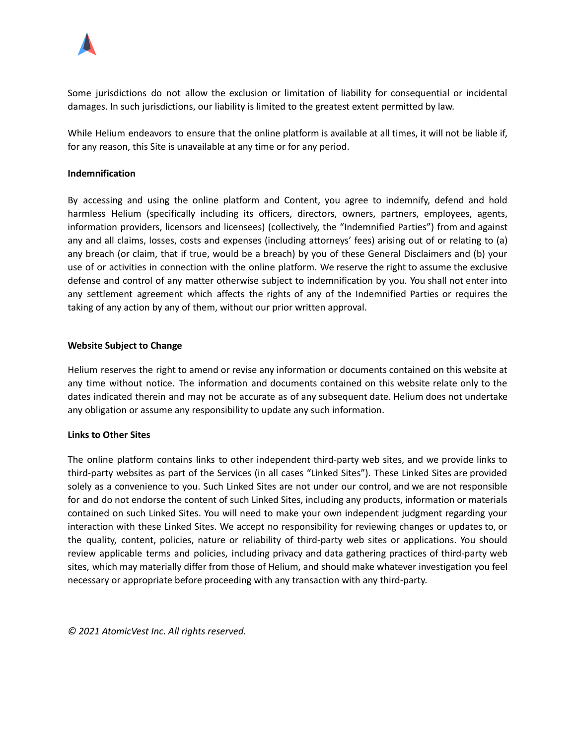Some jurisdictions do not allow the exclusion or limitation of liability for consequential or incidental damages. In such jurisdictions, our liability is limited to the greatest extent permitted by law.

While Helium endeavors to ensure that the online platform is available at all times, it will not be liable if, for any reason, this Site is unavailable at any time or for any period.

**Indemnification**

By accessing and using the online platform and Content, you agree to indemnify, defend and hold harmless Helium (specifically including its officers, directors, owners, partners, employees, agents, information providers, licensors and licensees) (collectively, the "Indemnified Parties") from and against any and all claims, losses, costs and expenses (including attorneys' fees) arising out of or relating to (a) any breach (or claim, that if true, would be a breach) by you of these General Disclaimers and (b) your use of or activities in connection with the online platform. We reserve the right to assume the exclusive defense and control of any matter otherwise subject to indemnification by you. You shall not enter into any settlement agreement which affects the rights of any of the Indemnified Parties or requires the taking of any action by any of them, without our prior written approval.

**Website Subject to Change**

Helium reserves the right to amend or revise any information or documents contained on this website at any time without notice. The information and documents contained on this website relate only to the dates indicated therein and may not be accurate as of any subsequent date. Helium does not undertake any obligation or assume any responsibility to update any such information.

**Links to Other Sites**

The online platform contains links to other independent third-party web sites, and we provide links to third-party websites as part of the Services (in all cases "Linked Sites"). These Linked Sites are provided solely as a convenience to you. Such Linked Sites are not under our control, and we are not responsible for and do not endorse the content of such Linked Sites, including any products, information or materials contained on such Linked Sites. You will need to make your own independent judgment regarding your interaction with these Linked Sites. We accept no responsibility for reviewing changes or updates to, or the quality, content, policies, nature or reliability of third-party web sites or applications. You should review applicable terms and policies, including privacy and data gathering practices of third-party web sites, which may materially differ from those of Helium, and should make whatever investigation you feel necessary or appropriate before proceeding with any transaction with any third-party.

*© 2021 AtomicVest Inc. All rights reserved.*